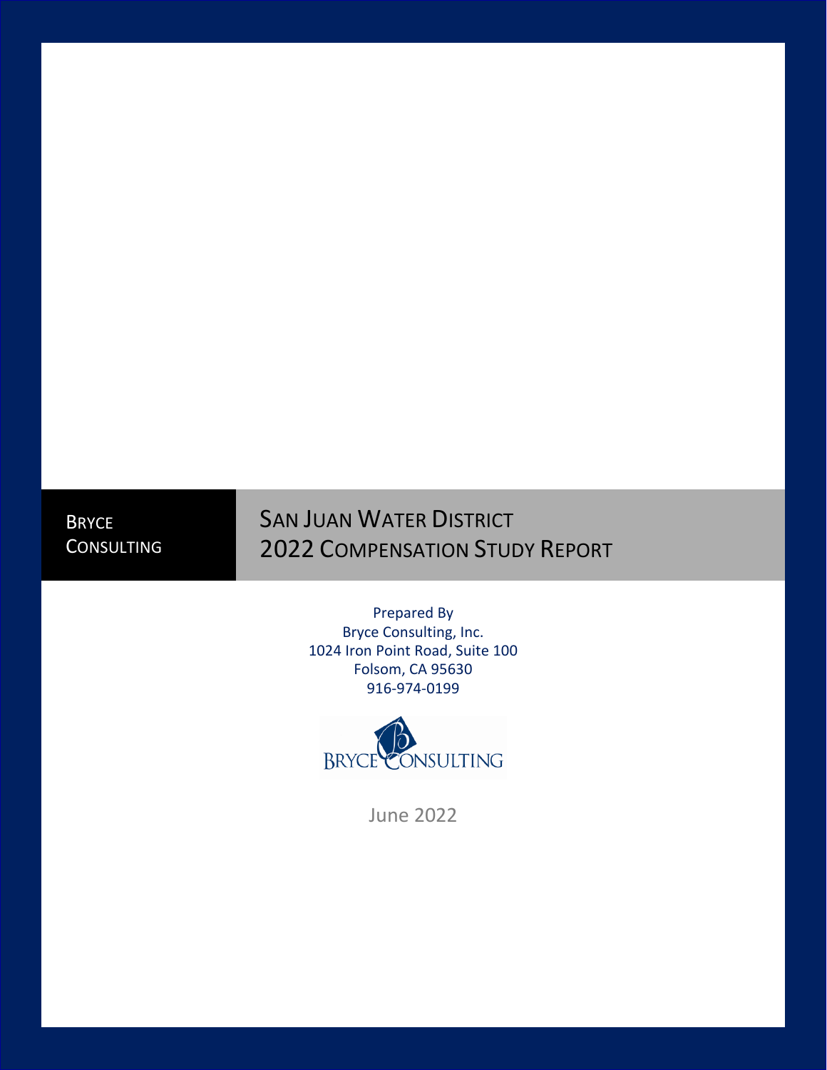BRYCE CONSULTING

# SAN JUAN WATER DISTRICT 2022 COMPENSATION STUDY REPORT

Prepared By
Bryce Consulting, Inc.
1024 Iron Point Road, Suite 100
Folsom, CA 95630
916-974-0199

BRYCE CONSULTING

June 2022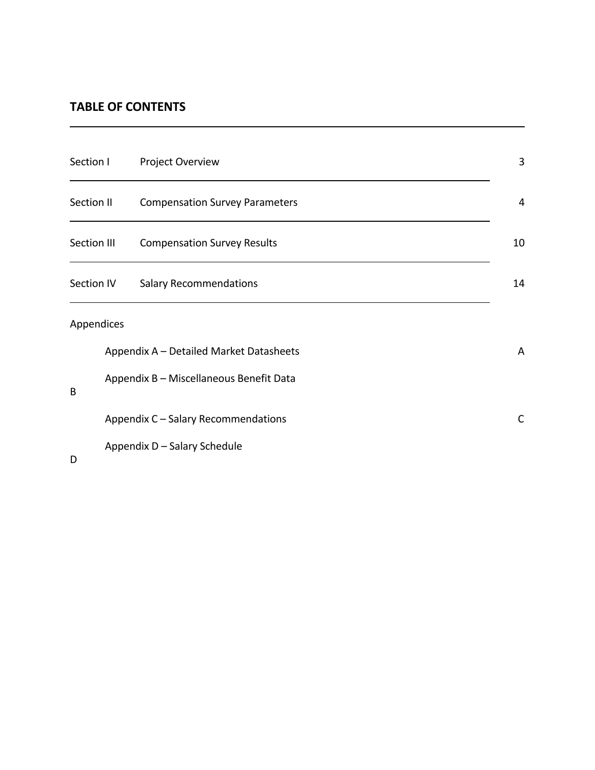## TABLE OF CONTENTS

| | | |
|---|---|---|
| Section I | Project Overview | 3 |
| Section II | Compensation Survey Parameters | 4 |
| Section III | Compensation Survey Results | 10 |
| Section IV | Salary Recommendations | 14 |

Appendices

| | |
|---|---|
| Appendix A – Detailed Market Datasheets | A |
| Appendix B – Miscellaneous Benefit Data | B |
| Appendix C – Salary Recommendations | C |
| Appendix D – Salary Schedule | D |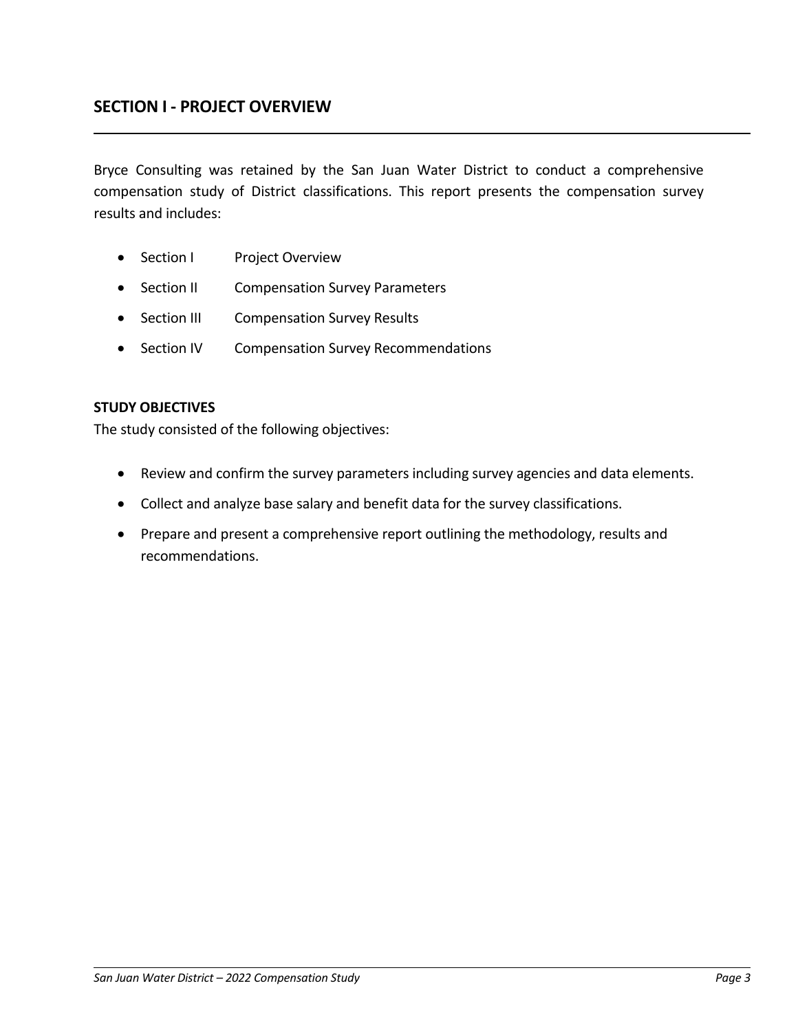## SECTION I - PROJECT OVERVIEW

Bryce Consulting was retained by the San Juan Water District to conduct a comprehensive compensation study of District classifications. This report presents the compensation survey results and includes:

- Section I Project Overview
- Section II Compensation Survey Parameters
- Section III Compensation Survey Results
- Section IV Compensation Survey Recommendations

**STUDY OBJECTIVES**

The study consisted of the following objectives:

- Review and confirm the survey parameters including survey agencies and data elements.
- Collect and analyze base salary and benefit data for the survey classifications.
- Prepare and present a comprehensive report outlining the methodology, results and recommendations.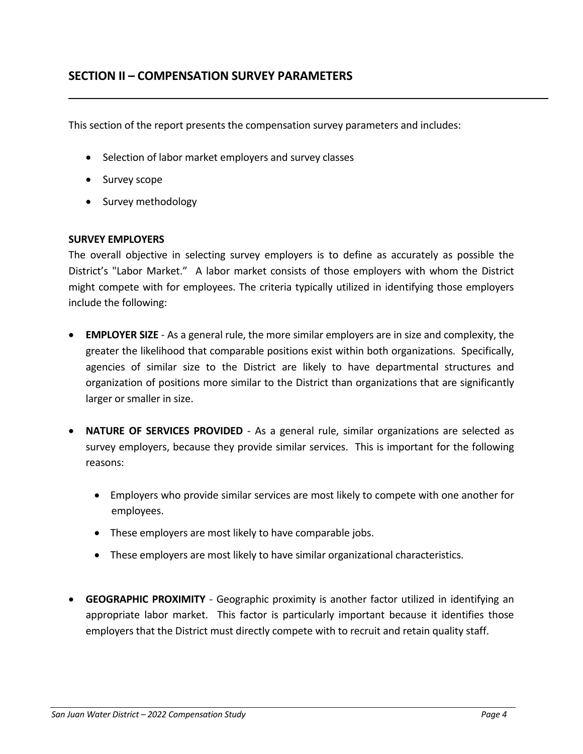## SECTION II – COMPENSATION SURVEY PARAMETERS

This section of the report presents the compensation survey parameters and includes:

- Selection of labor market employers and survey classes
- Survey scope
- Survey methodology

**SURVEY EMPLOYERS**

The overall objective in selecting survey employers is to define as accurately as possible the District's "Labor Market." A labor market consists of those employers with whom the District might compete with for employees. The criteria typically utilized in identifying those employers include the following:

- **EMPLOYER SIZE** - As a general rule, the more similar employers are in size and complexity, the greater the likelihood that comparable positions exist within both organizations. Specifically, agencies of similar size to the District are likely to have departmental structures and organization of positions more similar to the District than organizations that are significantly larger or smaller in size.

- **NATURE OF SERVICES PROVIDED** - As a general rule, similar organizations are selected as survey employers, because they provide similar services. This is important for the following reasons:

  - Employers who provide similar services are most likely to compete with one another for employees.
  - These employers are most likely to have comparable jobs.
  - These employers are most likely to have similar organizational characteristics.

- **GEOGRAPHIC PROXIMITY** - Geographic proximity is another factor utilized in identifying an appropriate labor market. This factor is particularly important because it identifies those employers that the District must directly compete with to recruit and retain quality staff.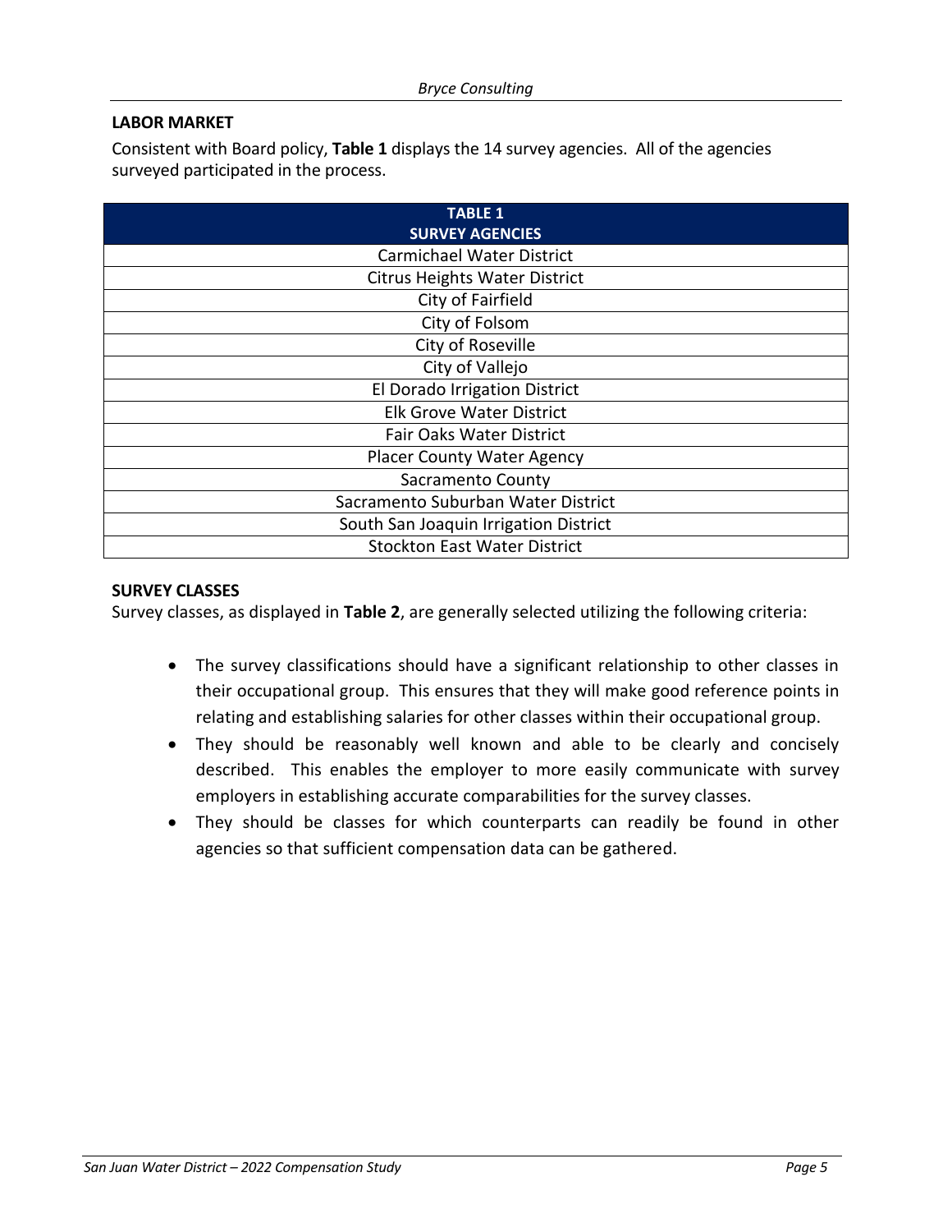## LABOR MARKET

Consistent with Board policy, **Table 1** displays the 14 survey agencies. All of the agencies surveyed participated in the process.

| TABLE 1<br>SURVEY AGENCIES |
|---|
| Carmichael Water District |
| Citrus Heights Water District |
| City of Fairfield |
| City of Folsom |
| City of Roseville |
| City of Vallejo |
| El Dorado Irrigation District |
| Elk Grove Water District |
| Fair Oaks Water District |
| Placer County Water Agency |
| Sacramento County |
| Sacramento Suburban Water District |
| South San Joaquin Irrigation District |
| Stockton East Water District |

## SURVEY CLASSES

Survey classes, as displayed in **Table 2**, are generally selected utilizing the following criteria:

- The survey classifications should have a significant relationship to other classes in their occupational group. This ensures that they will make good reference points in relating and establishing salaries for other classes within their occupational group.
- They should be reasonably well known and able to be clearly and concisely described. This enables the employer to more easily communicate with survey employers in establishing accurate comparabilities for the survey classes.
- They should be classes for which counterparts can readily be found in other agencies so that sufficient compensation data can be gathered.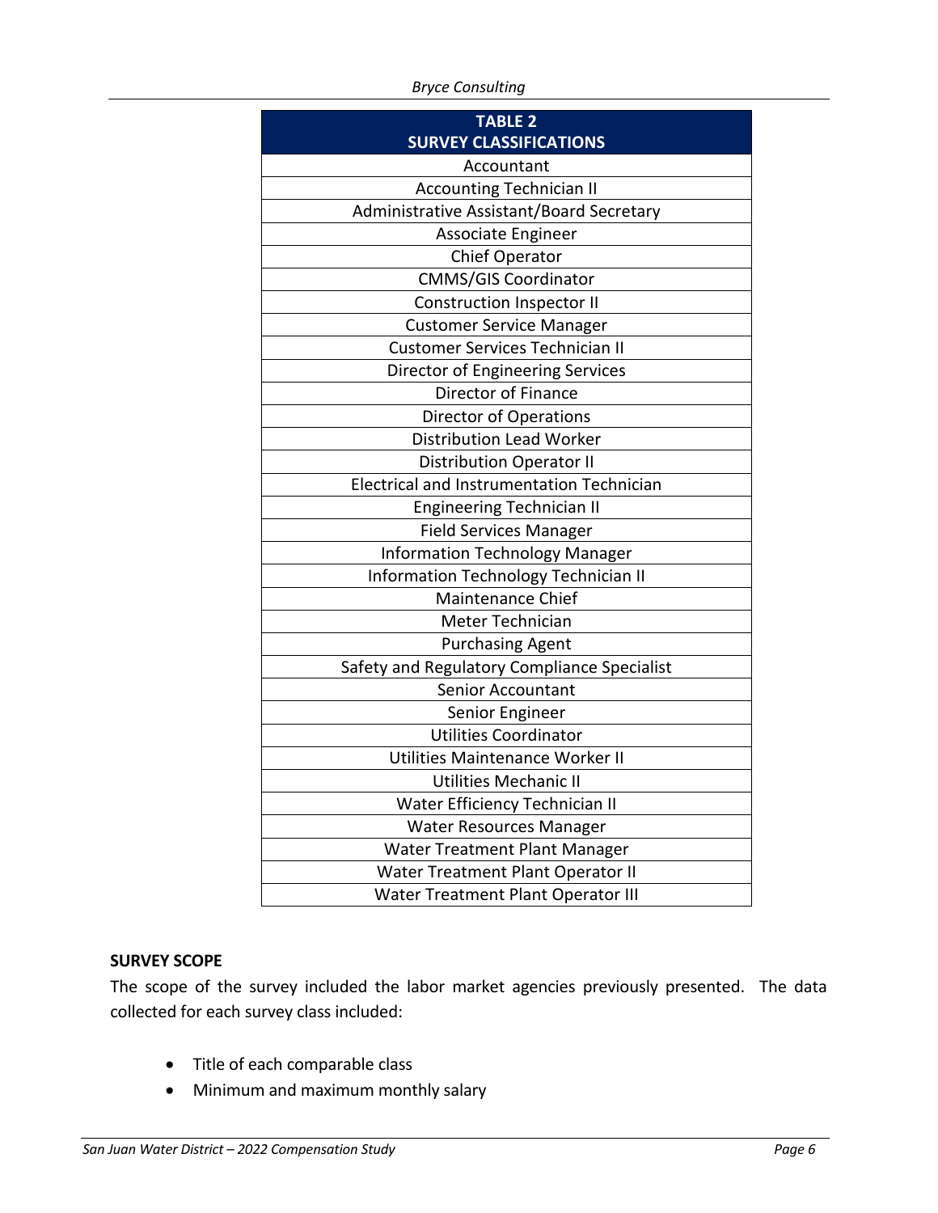| TABLE 2<br>SURVEY CLASSIFICATIONS |
|---|
| Accountant |
| Accounting Technician II |
| Administrative Assistant/Board Secretary |
| Associate Engineer |
| Chief Operator |
| CMMS/GIS Coordinator |
| Construction Inspector II |
| Customer Service Manager |
| Customer Services Technician II |
| Director of Engineering Services |
| Director of Finance |
| Director of Operations |
| Distribution Lead Worker |
| Distribution Operator II |
| Electrical and Instrumentation Technician |
| Engineering Technician II |
| Field Services Manager |
| Information Technology Manager |
| Information Technology Technician II |
| Maintenance Chief |
| Meter Technician |
| Purchasing Agent |
| Safety and Regulatory Compliance Specialist |
| Senior Accountant |
| Senior Engineer |
| Utilities Coordinator |
| Utilities Maintenance Worker II |
| Utilities Mechanic II |
| Water Efficiency Technician II |
| Water Resources Manager |
| Water Treatment Plant Manager |
| Water Treatment Plant Operator II |
| Water Treatment Plant Operator III |

**SURVEY SCOPE**

The scope of the survey included the labor market agencies previously presented. The data collected for each survey class included:

- Title of each comparable class
- Minimum and maximum monthly salary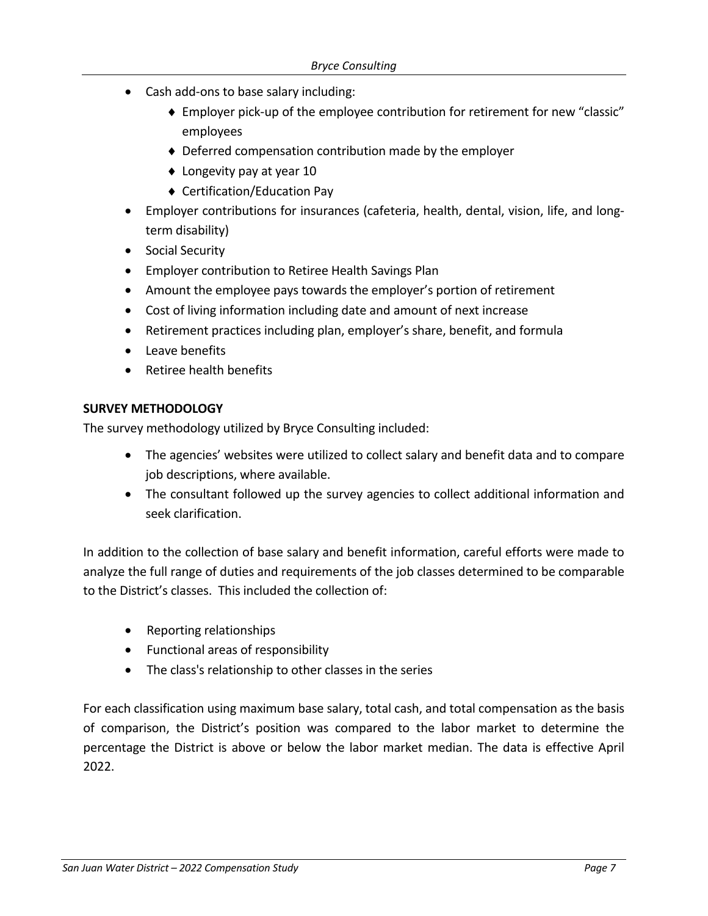- Cash add-ons to base salary including:
  - Employer pick-up of the employee contribution for retirement for new "classic" employees
  - Deferred compensation contribution made by the employer
  - Longevity pay at year 10
  - Certification/Education Pay
- Employer contributions for insurances (cafeteria, health, dental, vision, life, and long-term disability)
- Social Security
- Employer contribution to Retiree Health Savings Plan
- Amount the employee pays towards the employer's portion of retirement
- Cost of living information including date and amount of next increase
- Retirement practices including plan, employer's share, benefit, and formula
- Leave benefits
- Retiree health benefits

**SURVEY METHODOLOGY**

The survey methodology utilized by Bryce Consulting included:

- The agencies' websites were utilized to collect salary and benefit data and to compare job descriptions, where available.
- The consultant followed up the survey agencies to collect additional information and seek clarification.

In addition to the collection of base salary and benefit information, careful efforts were made to analyze the full range of duties and requirements of the job classes determined to be comparable to the District's classes. This included the collection of:

- Reporting relationships
- Functional areas of responsibility
- The class's relationship to other classes in the series

For each classification using maximum base salary, total cash, and total compensation as the basis of comparison, the District's position was compared to the labor market to determine the percentage the District is above or below the labor market median. The data is effective April 2022.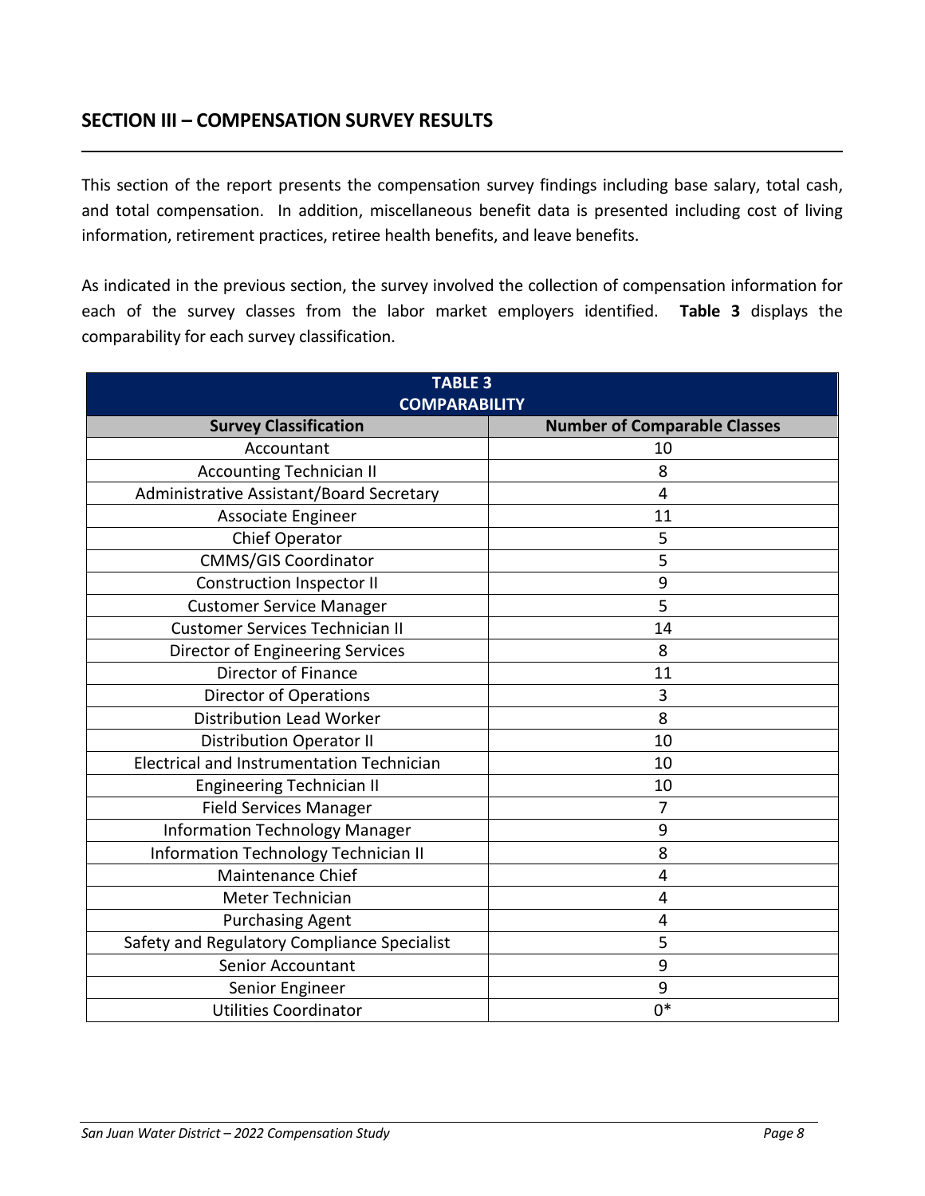## SECTION III – COMPENSATION SURVEY RESULTS

This section of the report presents the compensation survey findings including base salary, total cash, and total compensation. In addition, miscellaneous benefit data is presented including cost of living information, retirement practices, retiree health benefits, and leave benefits.

As indicated in the previous section, the survey involved the collection of compensation information for each of the survey classes from the labor market employers identified. **Table 3** displays the comparability for each survey classification.

**TABLE 3**
**COMPARABILITY**

| Survey Classification | Number of Comparable Classes |
|---|---|
| Accountant | 10 |
| Accounting Technician II | 8 |
| Administrative Assistant/Board Secretary | 4 |
| Associate Engineer | 11 |
| Chief Operator | 5 |
| CMMS/GIS Coordinator | 5 |
| Construction Inspector II | 9 |
| Customer Service Manager | 5 |
| Customer Services Technician II | 14 |
| Director of Engineering Services | 8 |
| Director of Finance | 11 |
| Director of Operations | 3 |
| Distribution Lead Worker | 8 |
| Distribution Operator II | 10 |
| Electrical and Instrumentation Technician | 10 |
| Engineering Technician II | 10 |
| Field Services Manager | 7 |
| Information Technology Manager | 9 |
| Information Technology Technician II | 8 |
| Maintenance Chief | 4 |
| Meter Technician | 4 |
| Purchasing Agent | 4 |
| Safety and Regulatory Compliance Specialist | 5 |
| Senior Accountant | 9 |
| Senior Engineer | 9 |
| Utilities Coordinator | 0* |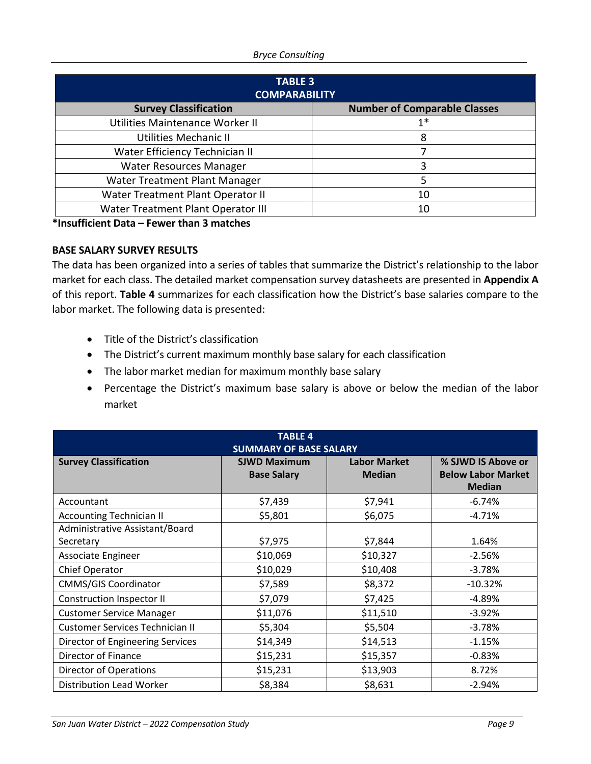| TABLE 3 COMPARABILITY | |
|---|---|
| **Survey Classification** | **Number of Comparable Classes** |
| Utilities Maintenance Worker II | 1* |
| Utilities Mechanic II | 8 |
| Water Efficiency Technician II | 7 |
| Water Resources Manager | 3 |
| Water Treatment Plant Manager | 5 |
| Water Treatment Plant Operator II | 10 |
| Water Treatment Plant Operator III | 10 |

**\*Insufficient Data – Fewer than 3 matches**

**BASE SALARY SURVEY RESULTS**

The data has been organized into a series of tables that summarize the District's relationship to the labor market for each class. The detailed market compensation survey datasheets are presented in **Appendix A** of this report. **Table 4** summarizes for each classification how the District's base salaries compare to the labor market. The following data is presented:

- Title of the District's classification
- The District's current maximum monthly base salary for each classification
- The labor market median for maximum monthly base salary
- Percentage the District's maximum base salary is above or below the median of the labor market

| TABLE 4 SUMMARY OF BASE SALARY | | | |
|---|---|---|---|
| **Survey Classification** | **SJWD Maximum Base Salary** | **Labor Market Median** | **% SJWD IS Above or Below Labor Market Median** |
| Accountant | $7,439 | $7,941 | -6.74% |
| Accounting Technician II | $5,801 | $6,075 | -4.71% |
| Administrative Assistant/Board Secretary | $7,975 | $7,844 | 1.64% |
| Associate Engineer | $10,069 | $10,327 | -2.56% |
| Chief Operator | $10,029 | $10,408 | -3.78% |
| CMMS/GIS Coordinator | $7,589 | $8,372 | -10.32% |
| Construction Inspector II | $7,079 | $7,425 | -4.89% |
| Customer Service Manager | $11,076 | $11,510 | -3.92% |
| Customer Services Technician II | $5,304 | $5,504 | -3.78% |
| Director of Engineering Services | $14,349 | $14,513 | -1.15% |
| Director of Finance | $15,231 | $15,357 | -0.83% |
| Director of Operations | $15,231 | $13,903 | 8.72% |
| Distribution Lead Worker | $8,384 | $8,631 | -2.94% |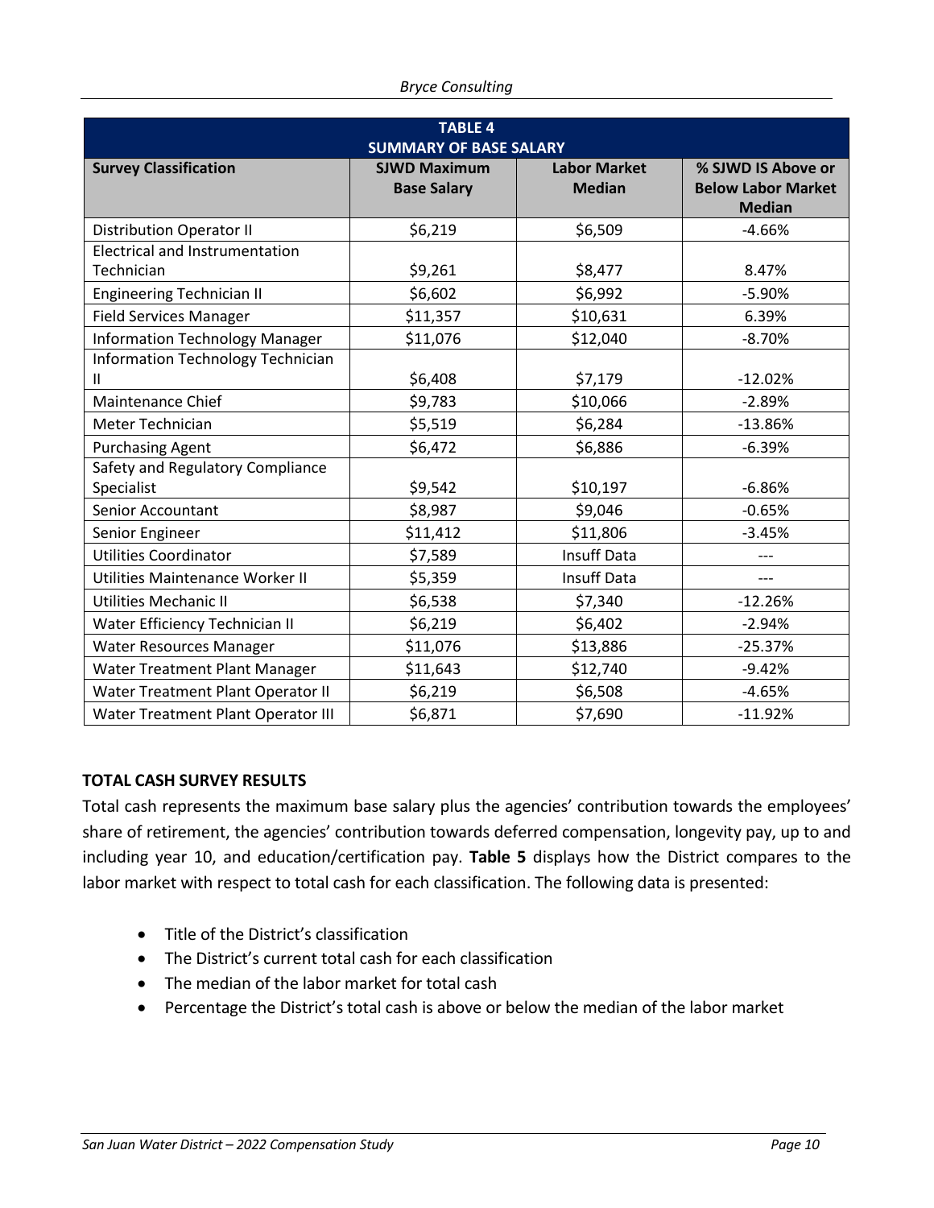| TABLE 4<br>SUMMARY OF BASE SALARY | | | |
|---|---|---|---|
| **Survey Classification** | **SJWD Maximum Base Salary** | **Labor Market Median** | **% SJWD IS Above or Below Labor Market Median** |
| Distribution Operator II | $6,219 | $6,509 | -4.66% |
| Electrical and Instrumentation Technician | $9,261 | $8,477 | 8.47% |
| Engineering Technician II | $6,602 | $6,992 | -5.90% |
| Field Services Manager | $11,357 | $10,631 | 6.39% |
| Information Technology Manager | $11,076 | $12,040 | -8.70% |
| Information Technology Technician II | $6,408 | $7,179 | -12.02% |
| Maintenance Chief | $9,783 | $10,066 | -2.89% |
| Meter Technician | $5,519 | $6,284 | -13.86% |
| Purchasing Agent | $6,472 | $6,886 | -6.39% |
| Safety and Regulatory Compliance Specialist | $9,542 | $10,197 | -6.86% |
| Senior Accountant | $8,987 | $9,046 | -0.65% |
| Senior Engineer | $11,412 | $11,806 | -3.45% |
| Utilities Coordinator | $7,589 | Insuff Data | --- |
| Utilities Maintenance Worker II | $5,359 | Insuff Data | --- |
| Utilities Mechanic II | $6,538 | $7,340 | -12.26% |
| Water Efficiency Technician II | $6,219 | $6,402 | -2.94% |
| Water Resources Manager | $11,076 | $13,886 | -25.37% |
| Water Treatment Plant Manager | $11,643 | $12,740 | -9.42% |
| Water Treatment Plant Operator II | $6,219 | $6,508 | -4.65% |
| Water Treatment Plant Operator III | $6,871 | $7,690 | -11.92% |

**TOTAL CASH SURVEY RESULTS**

Total cash represents the maximum base salary plus the agencies' contribution towards the employees' share of retirement, the agencies' contribution towards deferred compensation, longevity pay, up to and including year 10, and education/certification pay. **Table 5** displays how the District compares to the labor market with respect to total cash for each classification. The following data is presented:

- Title of the District's classification
- The District's current total cash for each classification
- The median of the labor market for total cash
- Percentage the District's total cash is above or below the median of the labor market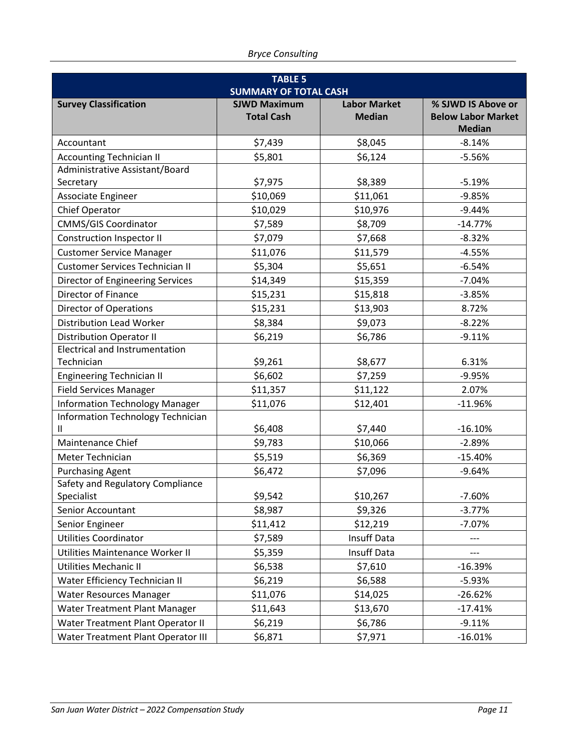| TABLE 5<br>SUMMARY OF TOTAL CASH | | | |
|---|---|---|---|
| **Survey Classification** | **SJWD Maximum Total Cash** | **Labor Market Median** | **% SJWD IS Above or Below Labor Market Median** |
| Accountant | $7,439 | $8,045 | -8.14% |
| Accounting Technician II | $5,801 | $6,124 | -5.56% |
| Administrative Assistant/Board Secretary | $7,975 | $8,389 | -5.19% |
| Associate Engineer | $10,069 | $11,061 | -9.85% |
| Chief Operator | $10,029 | $10,976 | -9.44% |
| CMMS/GIS Coordinator | $7,589 | $8,709 | -14.77% |
| Construction Inspector II | $7,079 | $7,668 | -8.32% |
| Customer Service Manager | $11,076 | $11,579 | -4.55% |
| Customer Services Technician II | $5,304 | $5,651 | -6.54% |
| Director of Engineering Services | $14,349 | $15,359 | -7.04% |
| Director of Finance | $15,231 | $15,818 | -3.85% |
| Director of Operations | $15,231 | $13,903 | 8.72% |
| Distribution Lead Worker | $8,384 | $9,073 | -8.22% |
| Distribution Operator II | $6,219 | $6,786 | -9.11% |
| Electrical and Instrumentation Technician | $9,261 | $8,677 | 6.31% |
| Engineering Technician II | $6,602 | $7,259 | -9.95% |
| Field Services Manager | $11,357 | $11,122 | 2.07% |
| Information Technology Manager | $11,076 | $12,401 | -11.96% |
| Information Technology Technician II | $6,408 | $7,440 | -16.10% |
| Maintenance Chief | $9,783 | $10,066 | -2.89% |
| Meter Technician | $5,519 | $6,369 | -15.40% |
| Purchasing Agent | $6,472 | $7,096 | -9.64% |
| Safety and Regulatory Compliance Specialist | $9,542 | $10,267 | -7.60% |
| Senior Accountant | $8,987 | $9,326 | -3.77% |
| Senior Engineer | $11,412 | $12,219 | -7.07% |
| Utilities Coordinator | $7,589 | Insuff Data | --- |
| Utilities Maintenance Worker II | $5,359 | Insuff Data | --- |
| Utilities Mechanic II | $6,538 | $7,610 | -16.39% |
| Water Efficiency Technician II | $6,219 | $6,588 | -5.93% |
| Water Resources Manager | $11,076 | $14,025 | -26.62% |
| Water Treatment Plant Manager | $11,643 | $13,670 | -17.41% |
| Water Treatment Plant Operator II | $6,219 | $6,786 | -9.11% |
| Water Treatment Plant Operator III | $6,871 | $7,971 | -16.01% |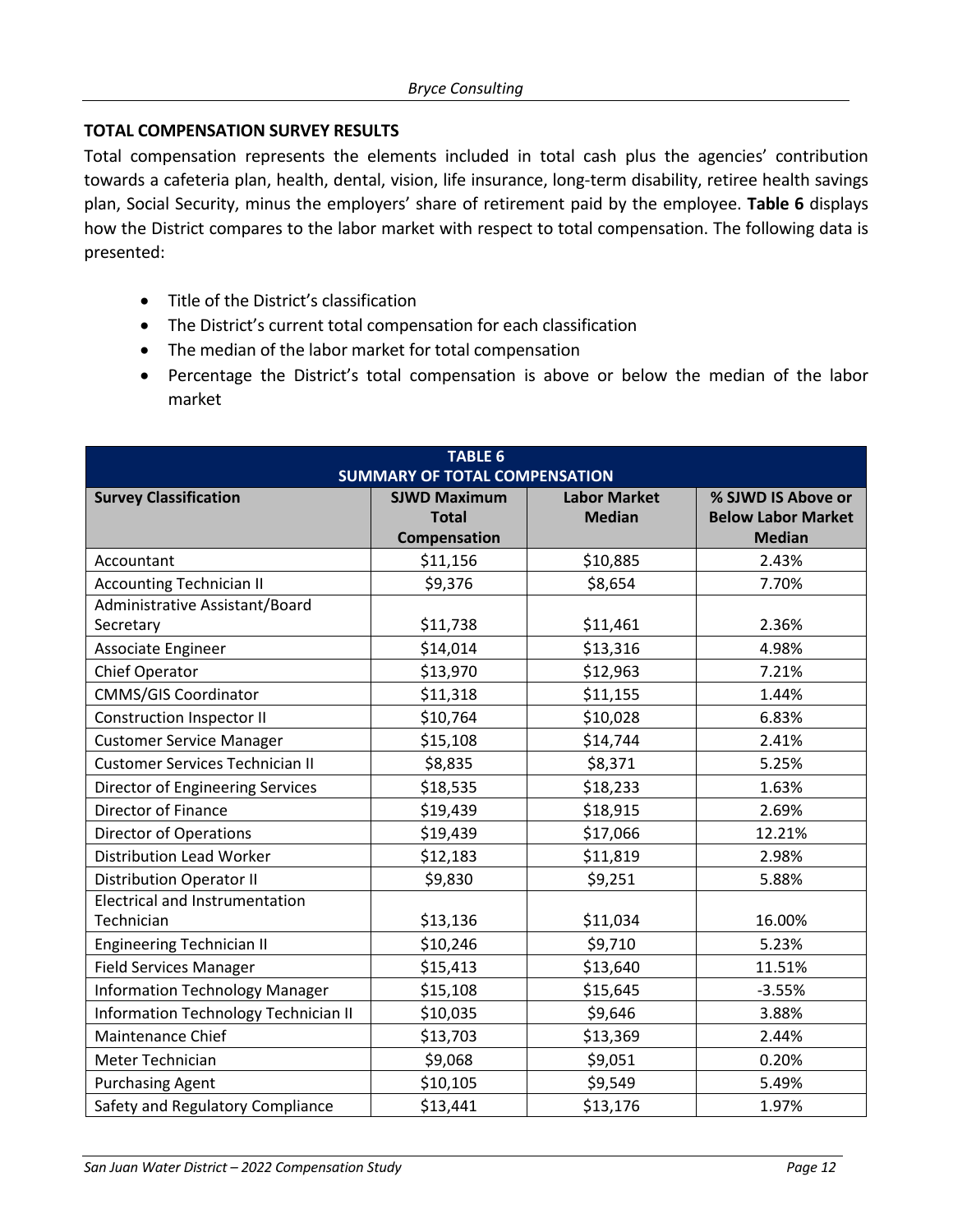### TOTAL COMPENSATION SURVEY RESULTS

Total compensation represents the elements included in total cash plus the agencies' contribution towards a cafeteria plan, health, dental, vision, life insurance, long-term disability, retiree health savings plan, Social Security, minus the employers' share of retirement paid by the employee. **Table 6** displays how the District compares to the labor market with respect to total compensation. The following data is presented:

- Title of the District's classification
- The District's current total compensation for each classification
- The median of the labor market for total compensation
- Percentage the District's total compensation is above or below the median of the labor market

**TABLE 6**
**SUMMARY OF TOTAL COMPENSATION**

| Survey Classification | SJWD Maximum Total Compensation | Labor Market Median | % SJWD IS Above or Below Labor Market Median |
|---|---|---|---|
| Accountant | $11,156 | $10,885 | 2.43% |
| Accounting Technician II | $9,376 | $8,654 | 7.70% |
| Administrative Assistant/Board Secretary | $11,738 | $11,461 | 2.36% |
| Associate Engineer | $14,014 | $13,316 | 4.98% |
| Chief Operator | $13,970 | $12,963 | 7.21% |
| CMMS/GIS Coordinator | $11,318 | $11,155 | 1.44% |
| Construction Inspector II | $10,764 | $10,028 | 6.83% |
| Customer Service Manager | $15,108 | $14,744 | 2.41% |
| Customer Services Technician II | $8,835 | $8,371 | 5.25% |
| Director of Engineering Services | $18,535 | $18,233 | 1.63% |
| Director of Finance | $19,439 | $18,915 | 2.69% |
| Director of Operations | $19,439 | $17,066 | 12.21% |
| Distribution Lead Worker | $12,183 | $11,819 | 2.98% |
| Distribution Operator II | $9,830 | $9,251 | 5.88% |
| Electrical and Instrumentation Technician | $13,136 | $11,034 | 16.00% |
| Engineering Technician II | $10,246 | $9,710 | 5.23% |
| Field Services Manager | $15,413 | $13,640 | 11.51% |
| Information Technology Manager | $15,108 | $15,645 | -3.55% |
| Information Technology Technician II | $10,035 | $9,646 | 3.88% |
| Maintenance Chief | $13,703 | $13,369 | 2.44% |
| Meter Technician | $9,068 | $9,051 | 0.20% |
| Purchasing Agent | $10,105 | $9,549 | 5.49% |
| Safety and Regulatory Compliance | $13,441 | $13,176 | 1.97% |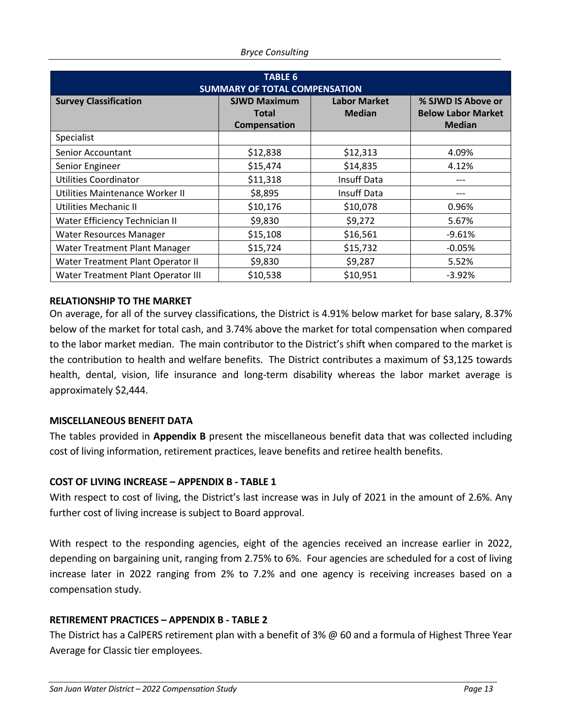| TABLE 6 SUMMARY OF TOTAL COMPENSATION | | | |
|---|---|---|---|
| **Survey Classification** | **SJWD Maximum Total Compensation** | **Labor Market Median** | **% SJWD IS Above or Below Labor Market Median** |
| Specialist | | | |
| Senior Accountant | $12,838 | $12,313 | 4.09% |
| Senior Engineer | $15,474 | $14,835 | 4.12% |
| Utilities Coordinator | $11,318 | Insuff Data | --- |
| Utilities Maintenance Worker II | $8,895 | Insuff Data | --- |
| Utilities Mechanic II | $10,176 | $10,078 | 0.96% |
| Water Efficiency Technician II | $9,830 | $9,272 | 5.67% |
| Water Resources Manager | $15,108 | $16,561 | -9.61% |
| Water Treatment Plant Manager | $15,724 | $15,732 | -0.05% |
| Water Treatment Plant Operator II | $9,830 | $9,287 | 5.52% |
| Water Treatment Plant Operator III | $10,538 | $10,951 | -3.92% |

**RELATIONSHIP TO THE MARKET**

On average, for all of the survey classifications, the District is 4.91% below market for base salary, 8.37% below of the market for total cash, and 3.74% above the market for total compensation when compared to the labor market median. The main contributor to the District's shift when compared to the market is the contribution to health and welfare benefits. The District contributes a maximum of $3,125 towards health, dental, vision, life insurance and long-term disability whereas the labor market average is approximately $2,444.

**MISCELLANEOUS BENEFIT DATA**

The tables provided in **Appendix B** present the miscellaneous benefit data that was collected including cost of living information, retirement practices, leave benefits and retiree health benefits.

**COST OF LIVING INCREASE – APPENDIX B - TABLE 1**

With respect to cost of living, the District's last increase was in July of 2021 in the amount of 2.6%. Any further cost of living increase is subject to Board approval.

With respect to the responding agencies, eight of the agencies received an increase earlier in 2022, depending on bargaining unit, ranging from 2.75% to 6%. Four agencies are scheduled for a cost of living increase later in 2022 ranging from 2% to 7.2% and one agency is receiving increases based on a compensation study.

**RETIREMENT PRACTICES – APPENDIX B - TABLE 2**

The District has a CalPERS retirement plan with a benefit of 3% @ 60 and a formula of Highest Three Year Average for Classic tier employees.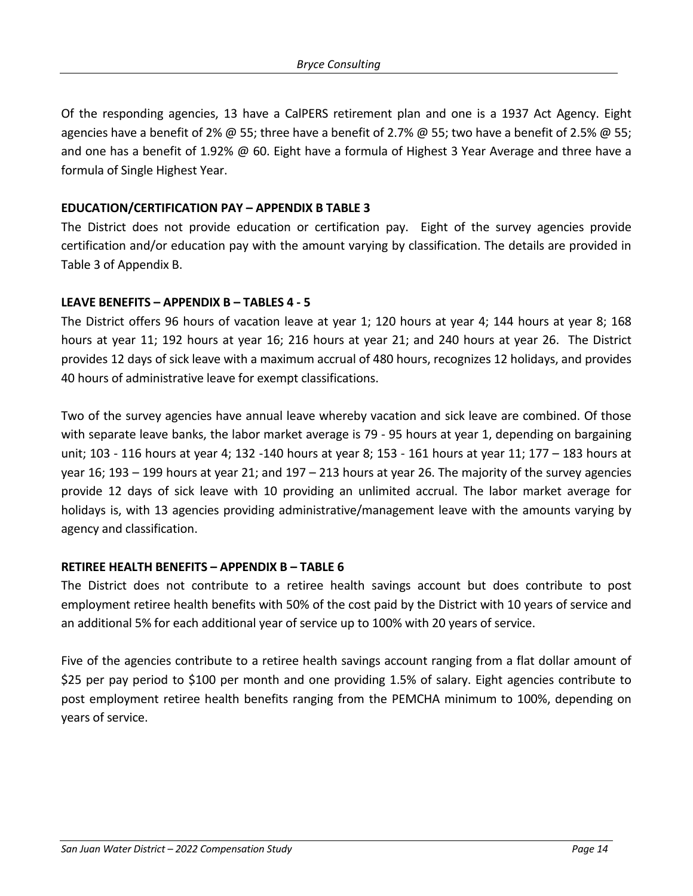Of the responding agencies, 13 have a CalPERS retirement plan and one is a 1937 Act Agency. Eight agencies have a benefit of 2% @ 55; three have a benefit of 2.7% @ 55; two have a benefit of 2.5% @ 55; and one has a benefit of 1.92% @ 60. Eight have a formula of Highest 3 Year Average and three have a formula of Single Highest Year.

**EDUCATION/CERTIFICATION PAY – APPENDIX B TABLE 3**

The District does not provide education or certification pay. Eight of the survey agencies provide certification and/or education pay with the amount varying by classification. The details are provided in Table 3 of Appendix B.

**LEAVE BENEFITS – APPENDIX B – TABLES 4 - 5**

The District offers 96 hours of vacation leave at year 1; 120 hours at year 4; 144 hours at year 8; 168 hours at year 11; 192 hours at year 16; 216 hours at year 21; and 240 hours at year 26. The District provides 12 days of sick leave with a maximum accrual of 480 hours, recognizes 12 holidays, and provides 40 hours of administrative leave for exempt classifications.

Two of the survey agencies have annual leave whereby vacation and sick leave are combined. Of those with separate leave banks, the labor market average is 79 - 95 hours at year 1, depending on bargaining unit; 103 - 116 hours at year 4; 132 -140 hours at year 8; 153 - 161 hours at year 11; 177 – 183 hours at year 16; 193 – 199 hours at year 21; and 197 – 213 hours at year 26. The majority of the survey agencies provide 12 days of sick leave with 10 providing an unlimited accrual. The labor market average for holidays is, with 13 agencies providing administrative/management leave with the amounts varying by agency and classification.

**RETIREE HEALTH BENEFITS – APPENDIX B – TABLE 6**

The District does not contribute to a retiree health savings account but does contribute to post employment retiree health benefits with 50% of the cost paid by the District with 10 years of service and an additional 5% for each additional year of service up to 100% with 20 years of service.

Five of the agencies contribute to a retiree health savings account ranging from a flat dollar amount of $25 per pay period to $100 per month and one providing 1.5% of salary. Eight agencies contribute to post employment retiree health benefits ranging from the PEMCHA minimum to 100%, depending on years of service.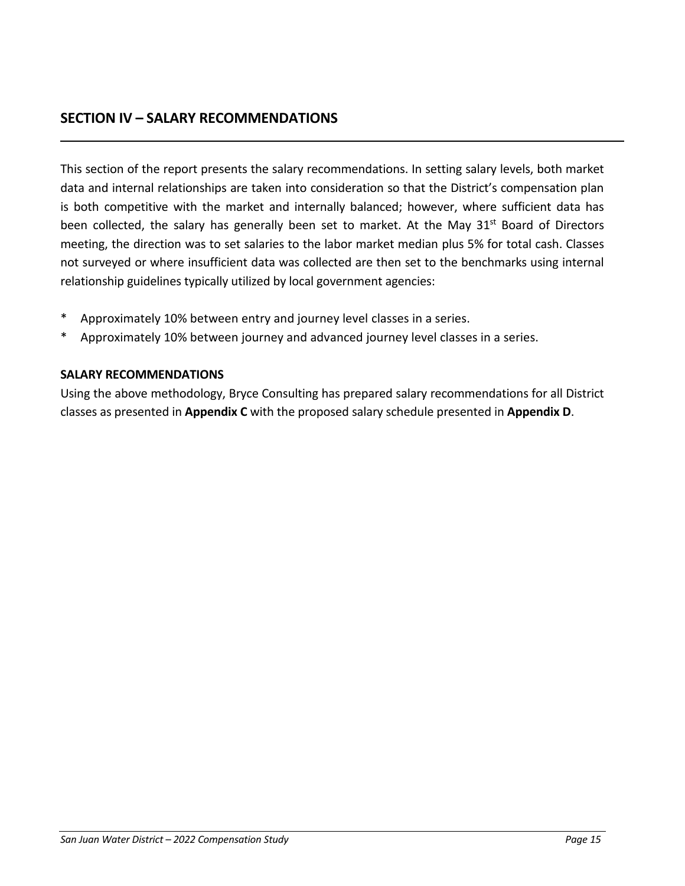## SECTION IV – SALARY RECOMMENDATIONS

This section of the report presents the salary recommendations. In setting salary levels, both market data and internal relationships are taken into consideration so that the District's compensation plan is both competitive with the market and internally balanced; however, where sufficient data has been collected, the salary has generally been set to market. At the May 31st Board of Directors meeting, the direction was to set salaries to the labor market median plus 5% for total cash. Classes not surveyed or where insufficient data was collected are then set to the benchmarks using internal relationship guidelines typically utilized by local government agencies:

- Approximately 10% between entry and journey level classes in a series.
- Approximately 10% between journey and advanced journey level classes in a series.

**SALARY RECOMMENDATIONS**

Using the above methodology, Bryce Consulting has prepared salary recommendations for all District classes as presented in **Appendix C** with the proposed salary schedule presented in **Appendix D**.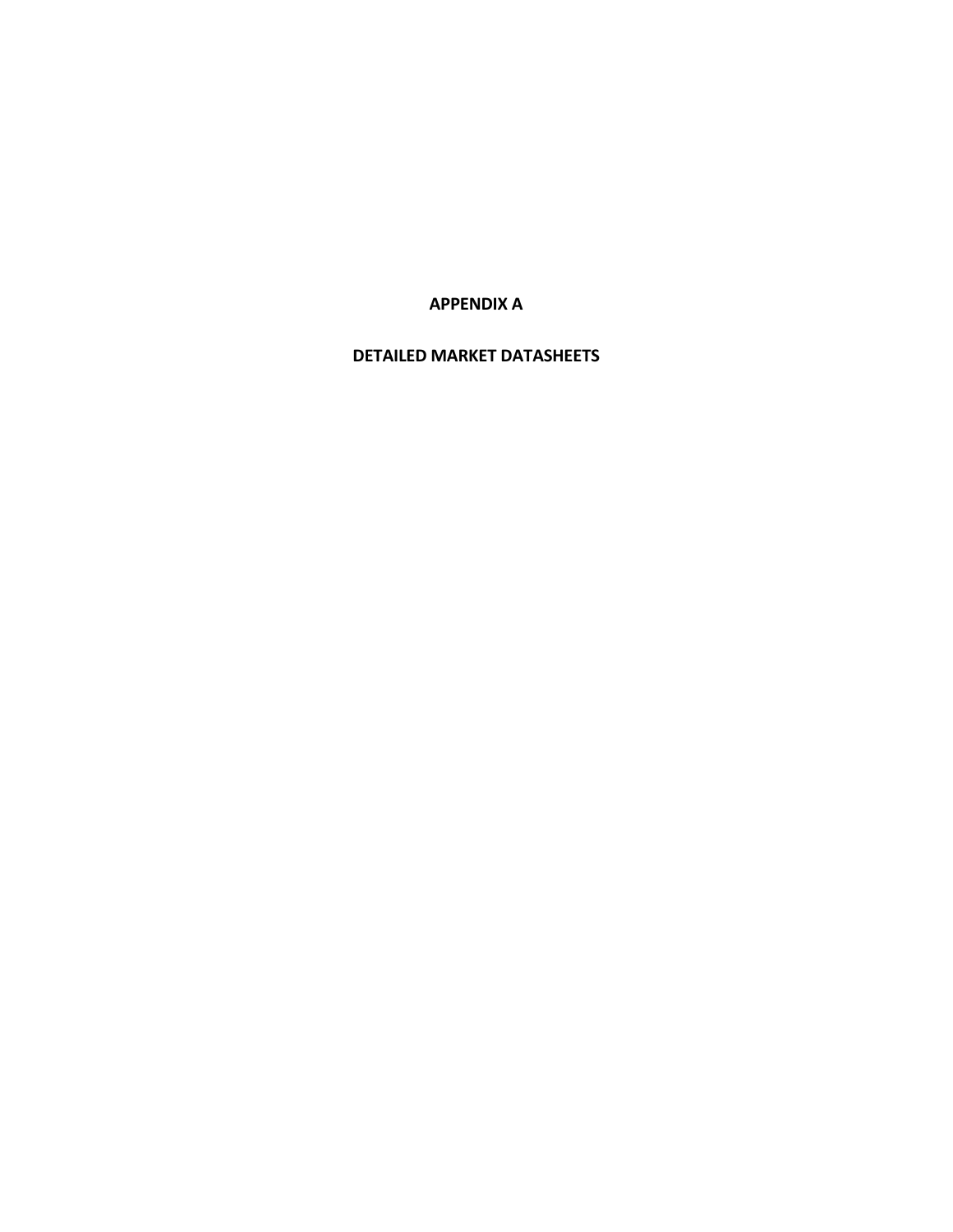# APPENDIX A

## DETAILED MARKET DATASHEETS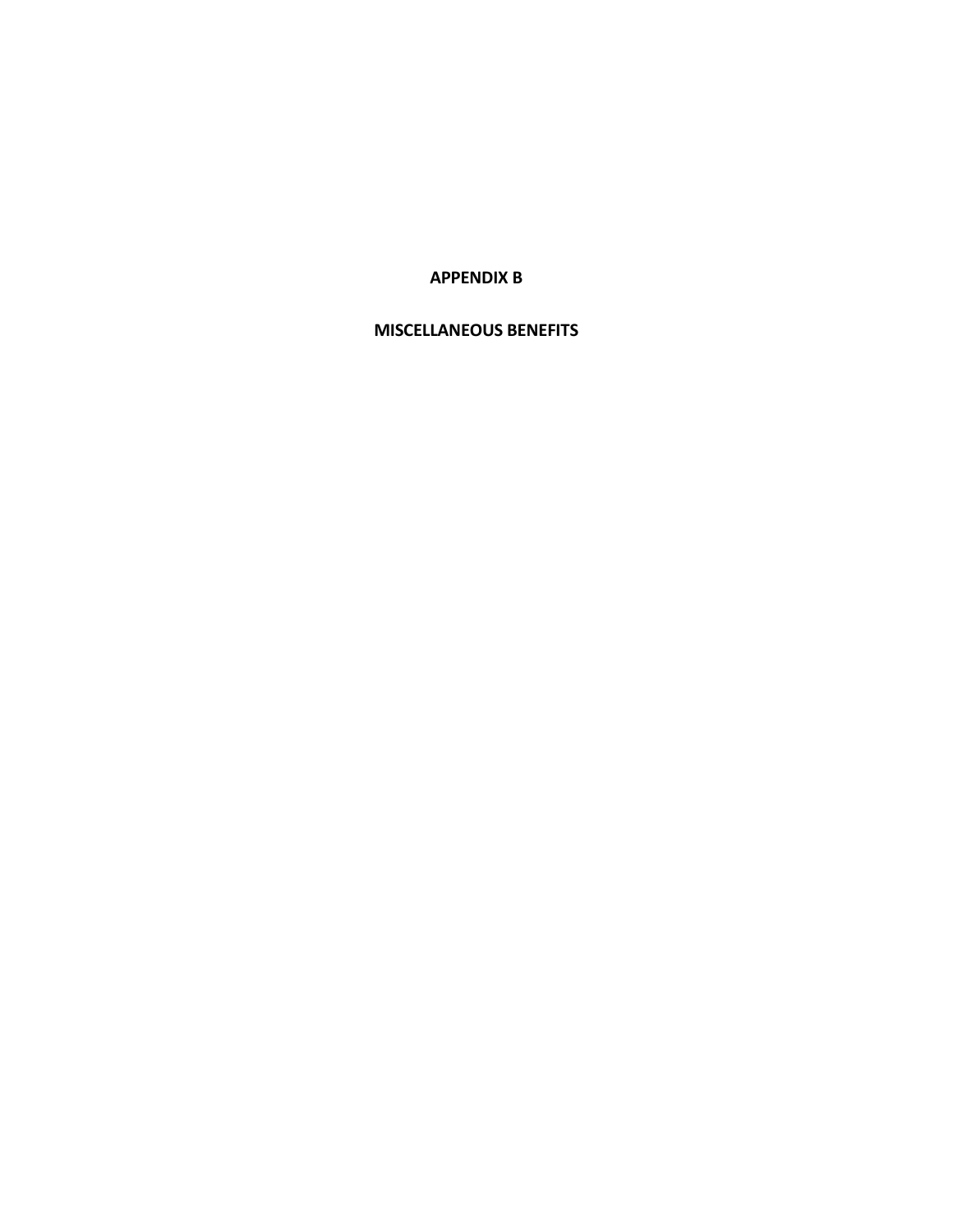# APPENDIX B

# MISCELLANEOUS BENEFITS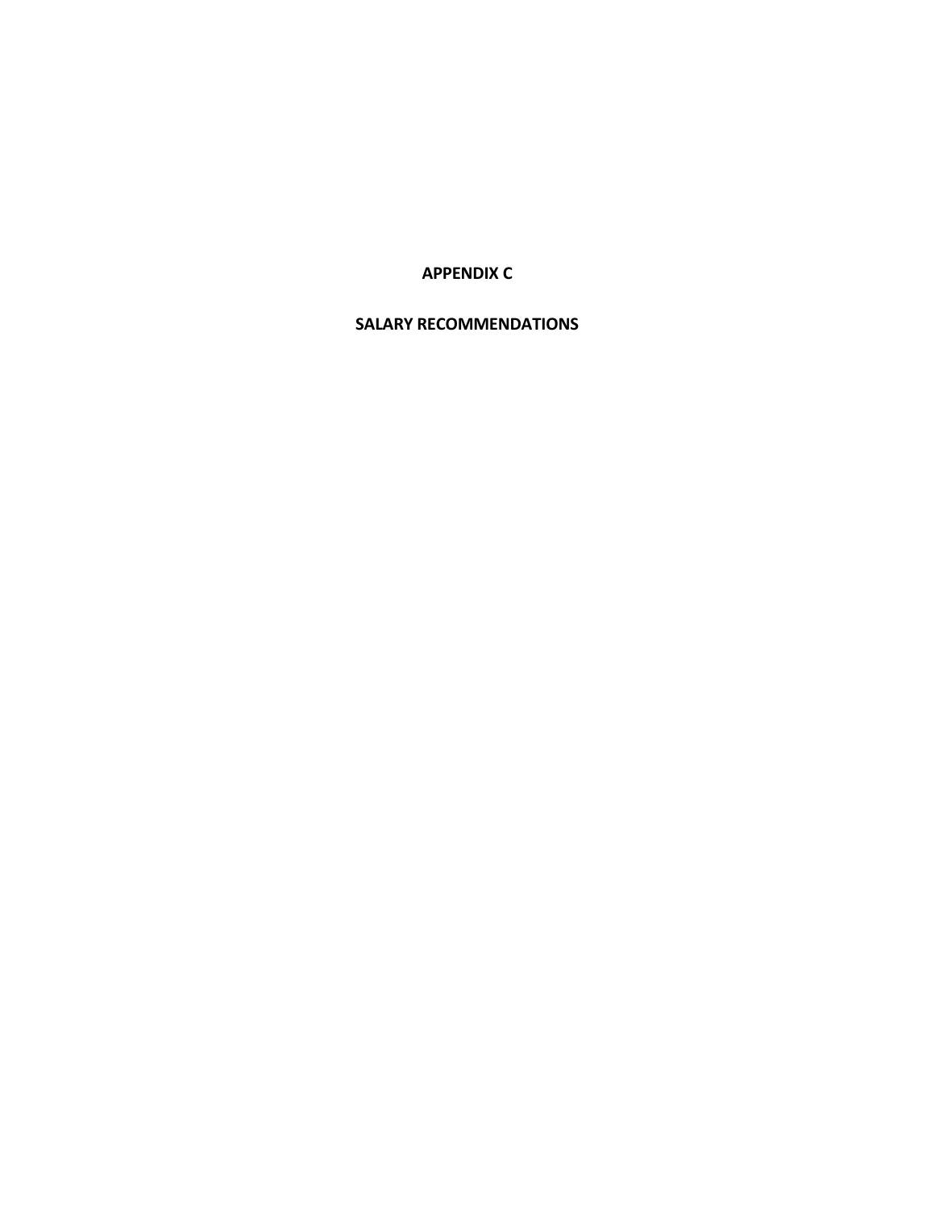# APPENDIX C

## SALARY RECOMMENDATIONS